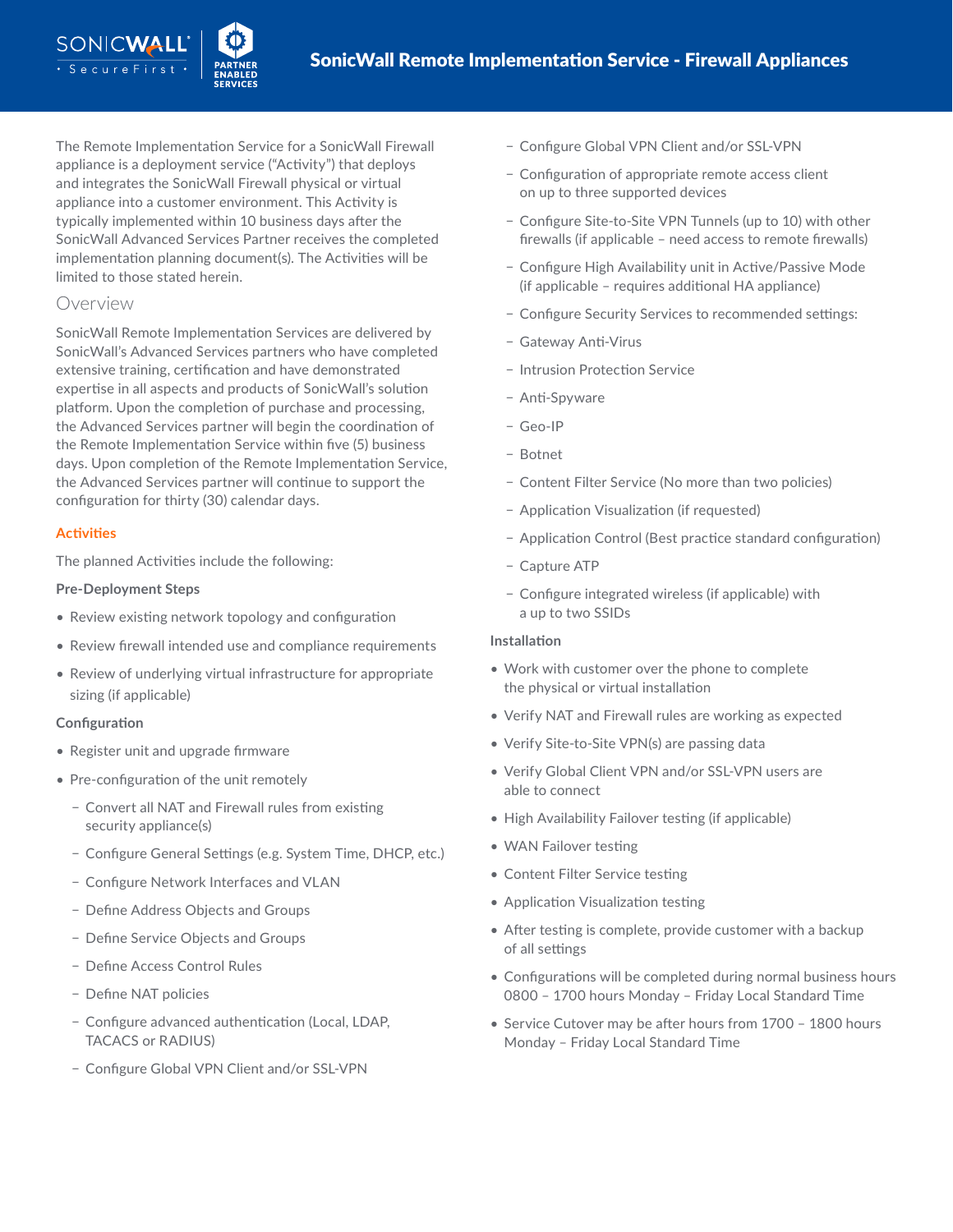# SonicWall Remote Implementation Service - Firewall Appliances

The Remote Implementation Service for a SonicWall Firewall appliance is a deployment service ("Activity") that deploys and integrates the SonicWall Firewall physical or virtual appliance into a customer environment. This Activity is typically implemented within 10 business days after the SonicWall Advanced Services Partner receives the completed implementation planning document(s). The Activities will be limited to those stated herein.

## Overview

SonicWall Remote Implementation Services are delivered by SonicWall's Advanced Services partners who have completed extensive training, certification and have demonstrated expertise in all aspects and products of SonicWall's solution platform. Upon the completion of purchase and processing, the Advanced Services partner will begin the coordination of the Remote Implementation Service within five (5) business days. Upon completion of the Remote Implementation Service, the Advanced Services partner will continue to support the configuration for thirty (30) calendar days.

### Activities

The planned Activities include the following:

**Pre-Deployment Steps**

- Review existing network topology and configuration
- Review firewall intended use and compliance requirements
- Review of underlying virtual infrastructure for appropriate sizing (if applicable)

**Configuration**

- Register unit and upgrade firmware
- Pre-configuration of the unit remotely
  - Convert all NAT and Firewall rules from existing security appliance(s)
  - Configure General Settings (e.g. System Time, DHCP, etc.)
  - Configure Network Interfaces and VLAN
  - Define Address Objects and Groups
  - Define Service Objects and Groups
  - Define Access Control Rules
  - Define NAT policies
  - Configure advanced authentication (Local, LDAP, TACACS or RADIUS)
  - Configure Global VPN Client and/or SSL-VPN
  - Configure Global VPN Client and/or SSL-VPN
  - Configuration of appropriate remote access client on up to three supported devices
  - Configure Site-to-Site VPN Tunnels (up to 10) with other firewalls (if applicable – need access to remote firewalls)
  - Configure High Availability unit in Active/Passive Mode (if applicable – requires additional HA appliance)
  - Configure Security Services to recommended settings:
  - Gateway Anti-Virus
  - Intrusion Protection Service
  - Anti-Spyware
  - Geo-IP
  - Botnet
  - Content Filter Service (No more than two policies)
  - Application Visualization (if requested)
  - Application Control (Best practice standard configuration)
  - Capture ATP
  - Configure integrated wireless (if applicable) with a up to two SSIDs

**Installation**

- Work with customer over the phone to complete the physical or virtual installation
- Verify NAT and Firewall rules are working as expected
- Verify Site-to-Site VPN(s) are passing data
- Verify Global Client VPN and/or SSL-VPN users are able to connect
- High Availability Failover testing (if applicable)
- WAN Failover testing
- Content Filter Service testing
- Application Visualization testing
- After testing is complete, provide customer with a backup of all settings
- Configurations will be completed during normal business hours 0800 – 1700 hours Monday – Friday Local Standard Time
- Service Cutover may be after hours from 1700 – 1800 hours Monday – Friday Local Standard Time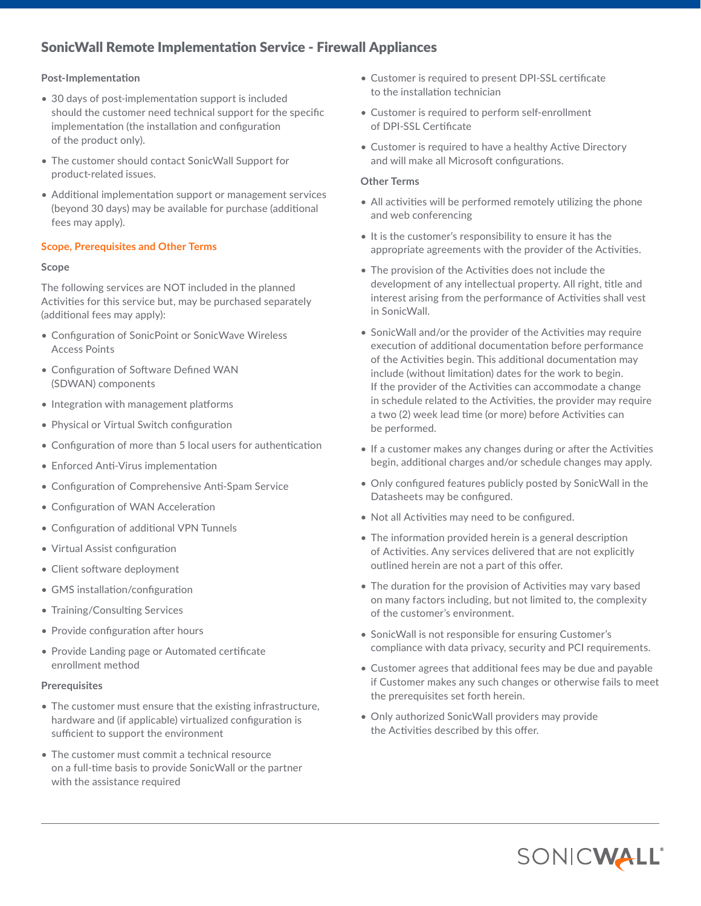## SonicWall Remote Implementation Service - Firewall Appliances

### Post-Implementation

- 30 days of post-implementation support is included should the customer need technical support for the specific implementation (the installation and configuration of the product only).
- The customer should contact SonicWall Support for product-related issues.
- Additional implementation support or management services (beyond 30 days) may be available for purchase (additional fees may apply).

### Scope, Prerequisites and Other Terms

#### Scope

The following services are NOT included in the planned Activities for this service but, may be purchased separately (additional fees may apply):

- Configuration of SonicPoint or SonicWave Wireless Access Points
- Configuration of Software Defined WAN (SDWAN) components
- Integration with management platforms
- Physical or Virtual Switch configuration
- Configuration of more than 5 local users for authentication
- Enforced Anti-Virus implementation
- Configuration of Comprehensive Anti-Spam Service
- Configuration of WAN Acceleration
- Configuration of additional VPN Tunnels
- Virtual Assist configuration
- Client software deployment
- GMS installation/configuration
- Training/Consulting Services
- Provide configuration after hours
- Provide Landing page or Automated certificate enrollment method

#### Prerequisites

- The customer must ensure that the existing infrastructure, hardware and (if applicable) virtualized configuration is sufficient to support the environment
- The customer must commit a technical resource on a full-time basis to provide SonicWall or the partner with the assistance required
- Customer is required to present DPI-SSL certificate to the installation technician
- Customer is required to perform self-enrollment of DPI-SSL Certificate
- Customer is required to have a healthy Active Directory and will make all Microsoft configurations.

#### Other Terms

- All activities will be performed remotely utilizing the phone and web conferencing
- It is the customer's responsibility to ensure it has the appropriate agreements with the provider of the Activities.
- The provision of the Activities does not include the development of any intellectual property. All right, title and interest arising from the performance of Activities shall vest in SonicWall.
- SonicWall and/or the provider of the Activities may require execution of additional documentation before performance of the Activities begin. This additional documentation may include (without limitation) dates for the work to begin. If the provider of the Activities can accommodate a change in schedule related to the Activities, the provider may require a two (2) week lead time (or more) before Activities can be performed.
- If a customer makes any changes during or after the Activities begin, additional charges and/or schedule changes may apply.
- Only configured features publicly posted by SonicWall in the Datasheets may be configured.
- Not all Activities may need to be configured.
- The information provided herein is a general description of Activities. Any services delivered that are not explicitly outlined herein are not a part of this offer.
- The duration for the provision of Activities may vary based on many factors including, but not limited to, the complexity of the customer's environment.
- SonicWall is not responsible for ensuring Customer's compliance with data privacy, security and PCI requirements.
- Customer agrees that additional fees may be due and payable if Customer makes any such changes or otherwise fails to meet the prerequisites set forth herein.
- Only authorized SonicWall providers may provide the Activities described by this offer.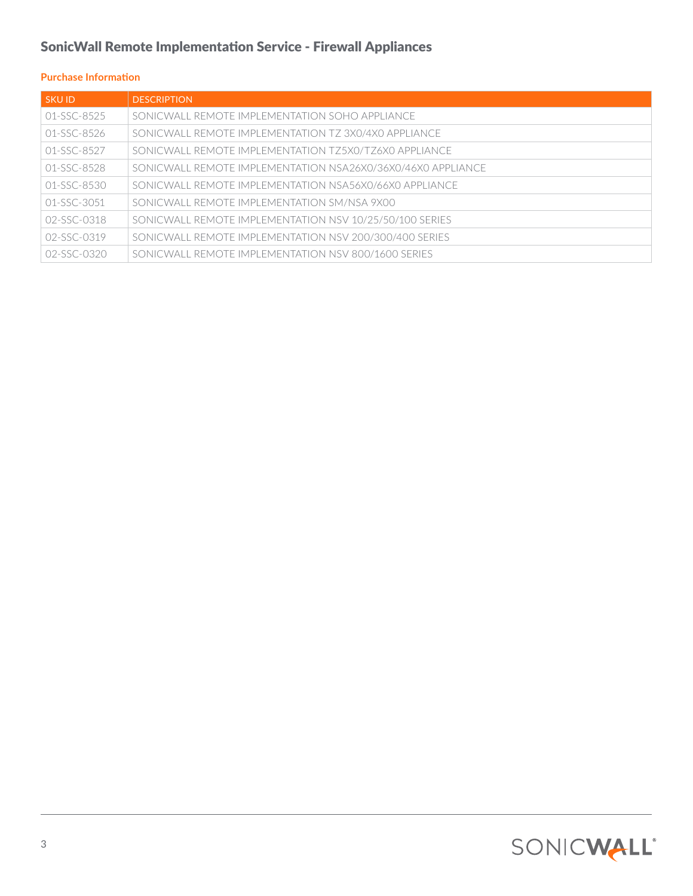## SonicWall Remote Implementation Service - Firewall Appliances

### Purchase Information

| SKU ID | DESCRIPTION |
|---|---|
| 01-SSC-8525 | SONICWALL REMOTE IMPLEMENTATION SOHO APPLIANCE |
| 01-SSC-8526 | SONICWALL REMOTE IMPLEMENTATION TZ 3X0/4X0 APPLIANCE |
| 01-SSC-8527 | SONICWALL REMOTE IMPLEMENTATION TZ5X0/TZ6X0 APPLIANCE |
| 01-SSC-8528 | SONICWALL REMOTE IMPLEMENTATION NSA26X0/36X0/46X0 APPLIANCE |
| 01-SSC-8530 | SONICWALL REMOTE IMPLEMENTATION NSA56X0/66X0 APPLIANCE |
| 01-SSC-3051 | SONICWALL REMOTE IMPLEMENTATION SM/NSA 9X00 |
| 02-SSC-0318 | SONICWALL REMOTE IMPLEMENTATION NSV 10/25/50/100 SERIES |
| 02-SSC-0319 | SONICWALL REMOTE IMPLEMENTATION NSV 200/300/400 SERIES |
| 02-SSC-0320 | SONICWALL REMOTE IMPLEMENTATION NSV 800/1600 SERIES |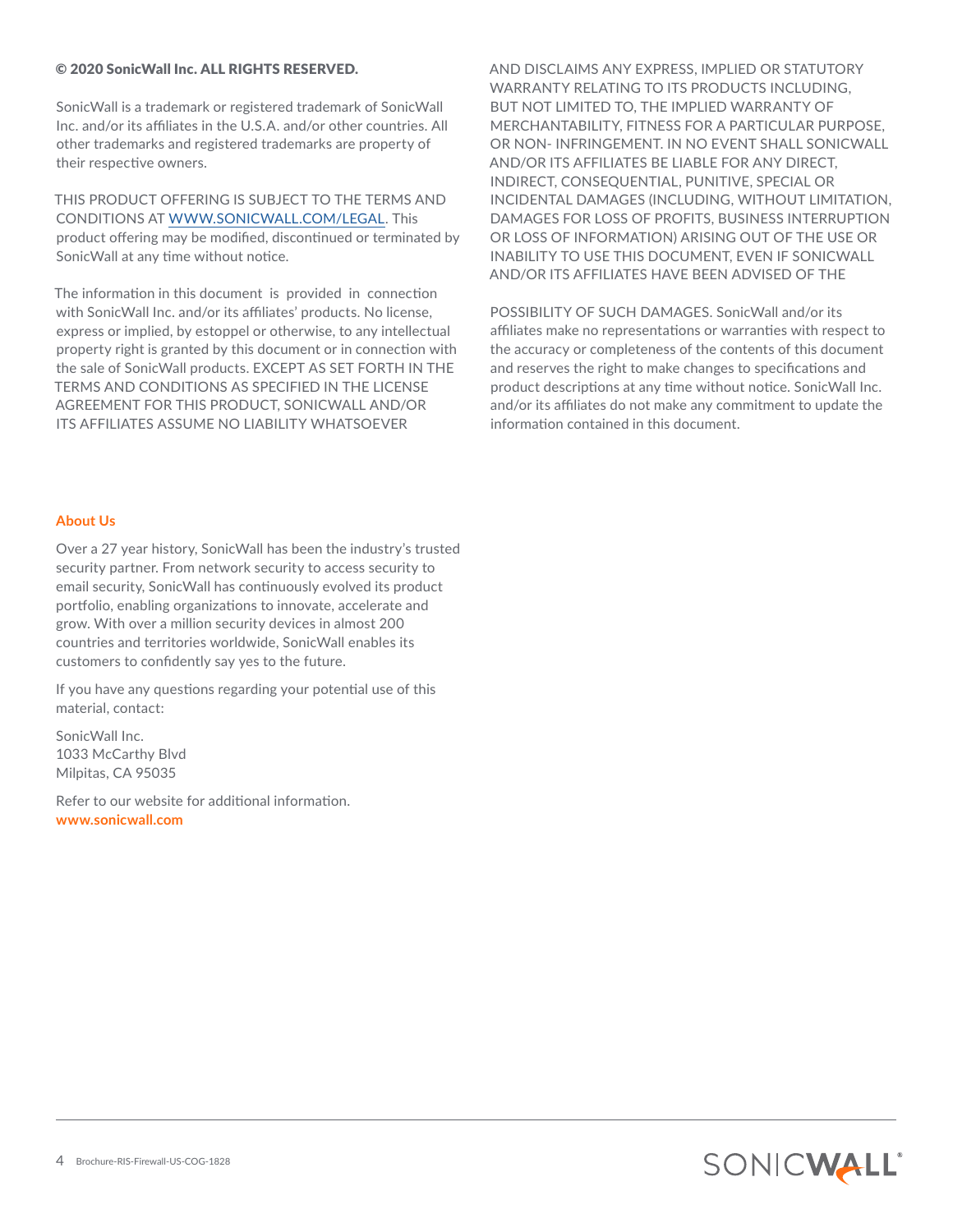**© 2020 SonicWall Inc. ALL RIGHTS RESERVED.**

SonicWall is a trademark or registered trademark of SonicWall Inc. and/or its affiliates in the U.S.A. and/or other countries. All other trademarks and registered trademarks are property of their respective owners.

THIS PRODUCT OFFERING IS SUBJECT TO THE TERMS AND CONDITIONS AT [WWW.SONICWALL.COM/LEGAL](http://WWW.SONICWALL.COM/LEGAL). This product offering may be modified, discontinued or terminated by SonicWall at any time without notice.

The information in this document is provided in connection with SonicWall Inc. and/or its affiliates' products. No license, express or implied, by estoppel or otherwise, to any intellectual property right is granted by this document or in connection with the sale of SonicWall products. EXCEPT AS SET FORTH IN THE TERMS AND CONDITIONS AS SPECIFIED IN THE LICENSE AGREEMENT FOR THIS PRODUCT, SONICWALL AND/OR ITS AFFILIATES ASSUME NO LIABILITY WHATSOEVER AND DISCLAIMS ANY EXPRESS, IMPLIED OR STATUTORY WARRANTY RELATING TO ITS PRODUCTS INCLUDING, BUT NOT LIMITED TO, THE IMPLIED WARRANTY OF MERCHANTABILITY, FITNESS FOR A PARTICULAR PURPOSE, OR NON- INFRINGEMENT. IN NO EVENT SHALL SONICWALL AND/OR ITS AFFILIATES BE LIABLE FOR ANY DIRECT, INDIRECT, CONSEQUENTIAL, PUNITIVE, SPECIAL OR INCIDENTAL DAMAGES (INCLUDING, WITHOUT LIMITATION, DAMAGES FOR LOSS OF PROFITS, BUSINESS INTERRUPTION OR LOSS OF INFORMATION) ARISING OUT OF THE USE OR INABILITY TO USE THIS DOCUMENT, EVEN IF SONICWALL AND/OR ITS AFFILIATES HAVE BEEN ADVISED OF THE POSSIBILITY OF SUCH DAMAGES. SonicWall and/or its affiliates make no representations or warranties with respect to the accuracy or completeness of the contents of this document and reserves the right to make changes to specifications and product descriptions at any time without notice. SonicWall Inc. and/or its affiliates do not make any commitment to update the information contained in this document.

## About Us

Over a 27 year history, SonicWall has been the industry's trusted security partner. From network security to access security to email security, SonicWall has continuously evolved its product portfolio, enabling organizations to innovate, accelerate and grow. With over a million security devices in almost 200 countries and territories worldwide, SonicWall enables its customers to confidently say yes to the future.

If you have any questions regarding your potential use of this material, contact:

SonicWall Inc.  
1033 McCarthy Blvd  
Milpitas, CA 95035

Refer to our website for additional information.  
**www.sonicwall.com**

Brochure-RIS-Firewall-US-COG-1828